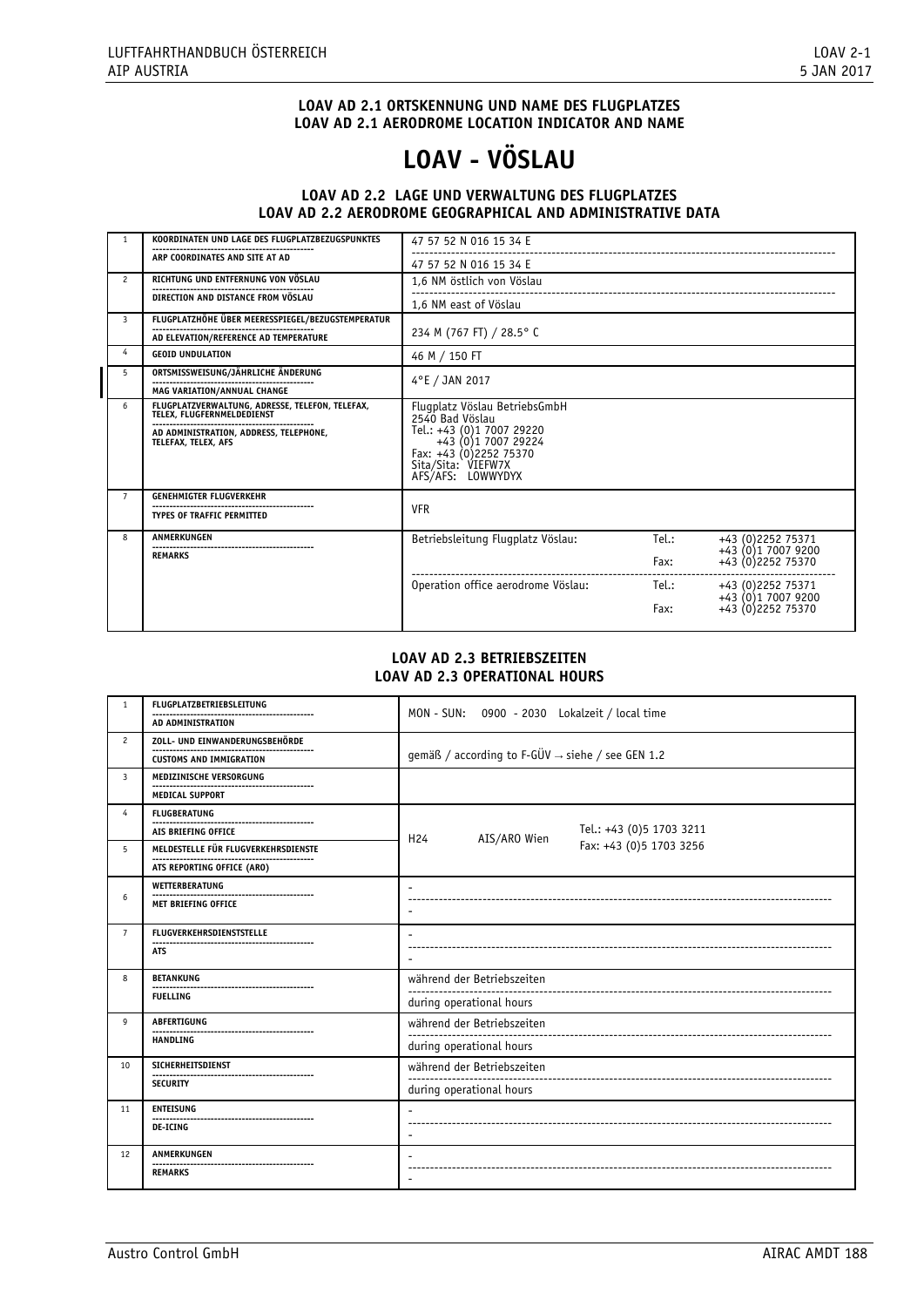**LOAV AD 2.1 ORTSKENNUNG UND NAME DES FLUGPLATZES**
**LOAV AD 2.1 AERODROME LOCATION INDICATOR AND NAME**

# LOAV - VÖSLAU

## LOAV AD 2.2 LAGE UND VERWALTUNG DES FLUGPLATZES
## LOAV AD 2.2 AERODROME GEOGRAPHICAL AND ADMINISTRATIVE DATA

| | | |
|---|---|---|
| 1 | KOORDINATEN UND LAGE DES FLUGPLATZBEZUGSPUNKTES<br>ARP COORDINATES AND SITE AT AD | 47 57 52 N 016 15 34 E<br>47 57 52 N 016 15 34 E |
| 2 | RICHTUNG UND ENTFERNUNG VON VÖSLAU<br>DIRECTION AND DISTANCE FROM VÖSLAU | 1,6 NM östlich von Vöslau<br>1,6 NM east of Vöslau |
| 3 | FLUGPLATZHÖHE ÜBER MEERESSPIEGEL/BEZUGSTEMPERATUR<br>AD ELEVATION/REFERENCE AD TEMPERATURE | 234 M (767 FT) / 28.5° C |
| 4 | GEOID UNDULATION | 46 M / 150 FT |
| 5 | ORTSMISSWEISUNG/JÄHRLICHE ÄNDERUNG<br>MAG VARIATION/ANNUAL CHANGE | 4°E / JAN 2017 |
| 6 | FLUGPLATZVERWALTUNG, ADRESSE, TELEFON, TELEFAX, TELEX, FLUGFERNMELDEDIENST<br>AD ADMINISTRATION, ADDRESS, TELEPHONE, TELEFAX, TELEX, AFS | Flugplatz Vöslau BetriebsGmbH<br>2540 Bad Vöslau<br>Tel.: +43 (0)1 7007 29220<br>+43 (0)1 7007 29224<br>Fax: +43 (0)2252 75370<br>Sita/Sita: VIEFW7X<br>AFS/AFS: LOWWYDYX |
| 7 | GENEHMIGTER FLUGVERKEHR<br>TYPES OF TRAFFIC PERMITTED | VFR |
| 8 | ANMERKUNGEN<br>REMARKS | Betriebsleitung Flugplatz Vöslau: Tel.: +43 (0)2252 75371, +43 (0)1 7007 9200; Fax: +43 (0)2252 75370<br>Operation office aerodrome Vöslau: Tel.: +43 (0)2252 75371, +43 (0)1 7007 9200; Fax: +43 (0)2252 75370 |

## LOAV AD 2.3 BETRIEBSZEITEN
## LOAV AD 2.3 OPERATIONAL HOURS

| | | |
|---|---|---|
| 1 | FLUGPLATZBETRIEBSLEITUNG<br>AD ADMINISTRATION | MON - SUN: 0900 - 2030 Lokalzeit / local time |
| 2 | ZOLL- UND EINWANDERUNGSBEHÖRDE<br>CUSTOMS AND IMMIGRATION | gemäß / according to F-GÜV → siehe / see GEN 1.2 |
| 3 | MEDIZINISCHE VERSORGUNG<br>MEDICAL SUPPORT | |
| 4 | FLUGBERATUNG<br>AIS BRIEFING OFFICE | H24 AIS/ARO Wien Tel.: +43 (0)5 1703 3211 Fax: +43 (0)5 1703 3256 |
| 5 | MELDESTELLE FÜR FLUGVERKEHRSDIENSTE<br>ATS REPORTING OFFICE (ARO) | |
| 6 | WETTERBERATUNG<br>MET BRIEFING OFFICE | -<br>- |
| 7 | FLUGVERKEHRSDIENSTSTELLE<br>ATS | -<br>- |
| 8 | BETANKUNG<br>FUELLING | während der Betriebszeiten<br>during operational hours |
| 9 | ABFERTIGUNG<br>HANDLING | während der Betriebszeiten<br>during operational hours |
| 10 | SICHERHEITSDIENST<br>SECURITY | während der Betriebszeiten<br>during operational hours |
| 11 | ENTEISUNG<br>DE-ICING | -<br>- |
| 12 | ANMERKUNGEN<br>REMARKS | -<br>- |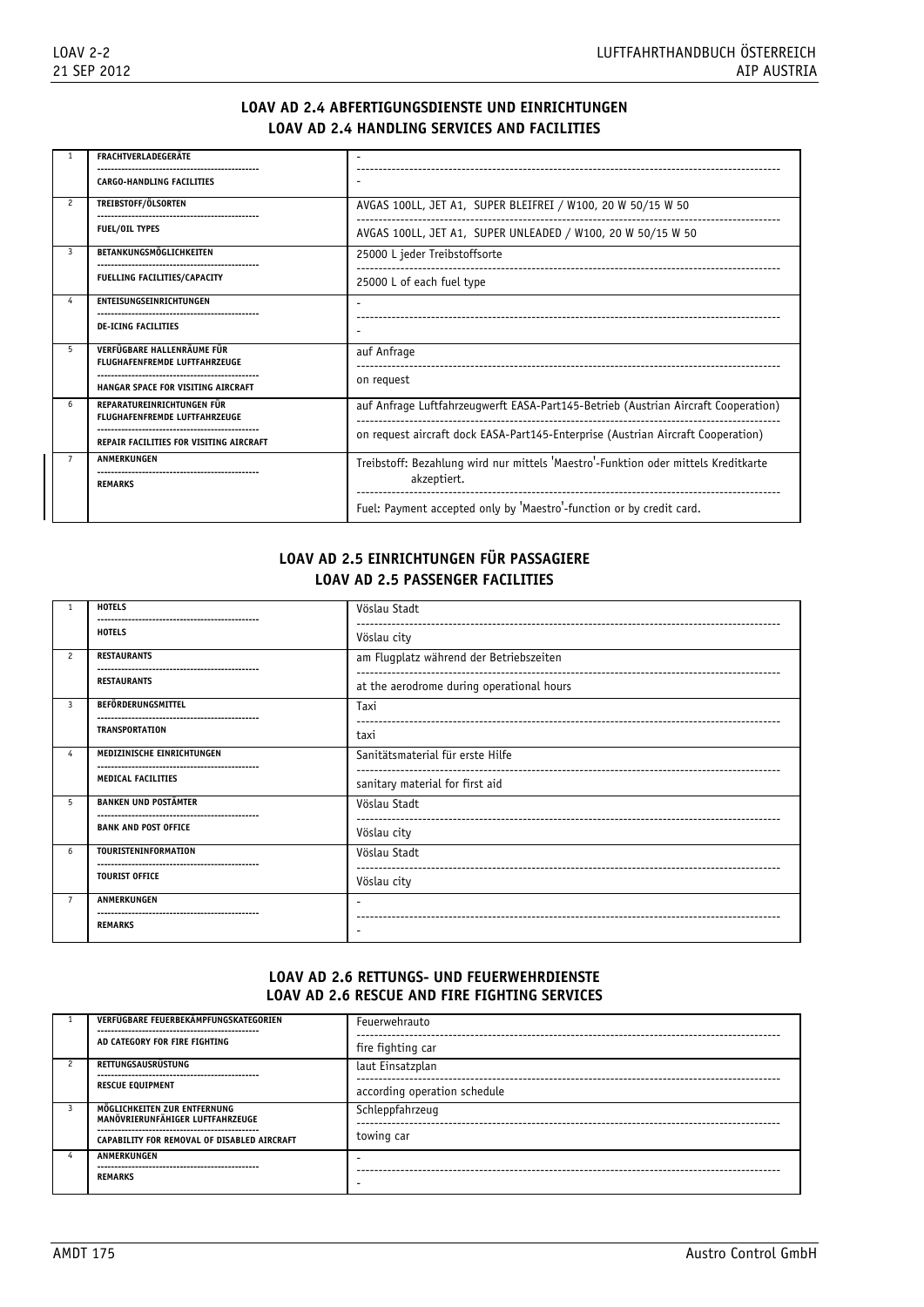## LOAV AD 2.4 ABFERTIGUNGSDIENSTE UND EINRICHTUNGEN
## LOAV AD 2.4 HANDLING SERVICES AND FACILITIES

| | | |
|---|---|---|
| 1 | FRACHTVERLADEGERÄTE<br>CARGO-HANDLING FACILITIES | -<br>- |
| 2 | TREIBSTOFF/ÖLSORTEN<br>FUEL/OIL TYPES | AVGAS 100LL, JET A1, SUPER BLEIFREI / W100, 20 W 50/15 W 50<br>AVGAS 100LL, JET A1, SUPER UNLEADED / W100, 20 W 50/15 W 50 |
| 3 | BETANKUNGSMÖGLICHKEITEN<br>FUELLING FACILITIES/CAPACITY | 25000 L jeder Treibstoffsorte<br>25000 L of each fuel type |
| 4 | ENTEISUNGSEINRICHTUNGEN<br>DE-ICING FACILITIES | -<br>- |
| 5 | VERFÜGBARE HALLENRÄUME FÜR FLUGHAFENFREMDE LUFTFAHRZEUGE<br>HANGAR SPACE FOR VISITING AIRCRAFT | auf Anfrage<br>on request |
| 6 | REPARATUREINRICHTUNGEN FÜR FLUGHAFENFREMDE LUFTFAHRZEUGE<br>REPAIR FACILITIES FOR VISITING AIRCRAFT | auf Anfrage Luftfahrzeugwerft EASA-Part145-Betrieb (Austrian Aircraft Cooperation)<br>on request aircraft dock EASA-Part145-Enterprise (Austrian Aircraft Cooperation) |
| 7 | ANMERKUNGEN<br>REMARKS | Treibstoff: Bezahlung wird nur mittels 'Maestro'-Funktion oder mittels Kreditkarte akzeptiert.<br>Fuel: Payment accepted only by 'Maestro'-function or by credit card. |

## LOAV AD 2.5 EINRICHTUNGEN FÜR PASSAGIERE
## LOAV AD 2.5 PASSENGER FACILITIES

| | | |
|---|---|---|
| 1 | HOTELS<br>HOTELS | Vöslau Stadt<br>Vöslau city |
| 2 | RESTAURANTS<br>RESTAURANTS | am Flugplatz während der Betriebszeiten<br>at the aerodrome during operational hours |
| 3 | BEFÖRDERUNGSMITTEL<br>TRANSPORTATION | Taxi<br>taxi |
| 4 | MEDIZINISCHE EINRICHTUNGEN<br>MEDICAL FACILITIES | Sanitätsmaterial für erste Hilfe<br>sanitary material for first aid |
| 5 | BANKEN UND POSTÄMTER<br>BANK AND POST OFFICE | Vöslau Stadt<br>Vöslau city |
| 6 | TOURISTENINFORMATION<br>TOURIST OFFICE | Vöslau Stadt<br>Vöslau city |
| 7 | ANMERKUNGEN<br>REMARKS | -<br>- |

## LOAV AD 2.6 RETTUNGS- UND FEUERWEHRDIENSTE
## LOAV AD 2.6 RESCUE AND FIRE FIGHTING SERVICES

| | | |
|---|---|---|
| 1 | VERFÜGBARE FEUERBEKÄMPFUNGSKATEGORIEN<br>AD CATEGORY FOR FIRE FIGHTING | Feuerwehrauto<br>fire fighting car |
| 2 | RETTUNGSAUSRÜSTUNG<br>RESCUE EQUIPMENT | laut Einsatzplan<br>according operation schedule |
| 3 | MÖGLICHKEITEN ZUR ENTFERNUNG MANÖVRIERUNFÄHIGER LUFTFAHRZEUGE<br>CAPABILITY FOR REMOVAL OF DISABLED AIRCRAFT | Schleppfahrzeug<br>towing car |
| 4 | ANMERKUNGEN<br>REMARKS | -<br>- |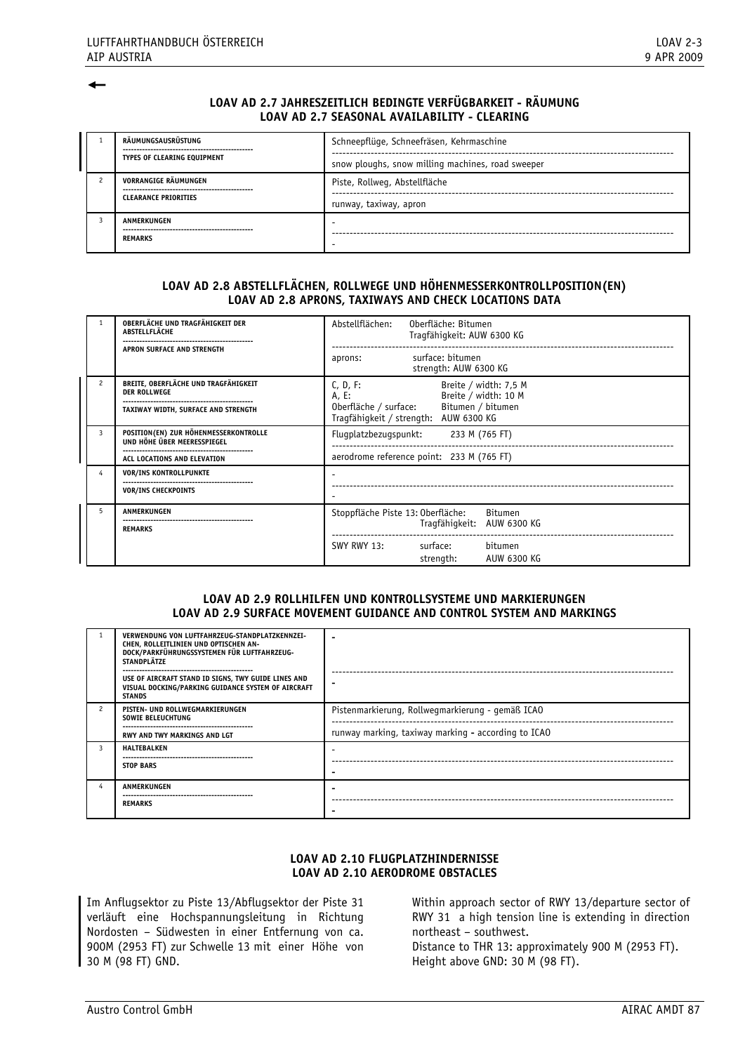## LOAV AD 2.7 JAHRESZEITLICH BEDINGTE VERFÜGBARKEIT - RÄUMUNG
## LOAV AD 2.7 SEASONAL AVAILABILITY - CLEARING

| | | |
|---|---|---|
| 1 | RÄUMUNGSAUSRÜSTUNG<br>TYPES OF CLEARING EQUIPMENT | Schneepflüge, Schneefräsen, Kehrmaschine<br>snow ploughs, snow milling machines, road sweeper |
| 2 | VORRANGIGE RÄUMUNGEN<br>CLEARANCE PRIORITIES | Piste, Rollweg, Abstellfläche<br>runway, taxiway, apron |
| 3 | ANMERKUNGEN<br>REMARKS | -<br>- |

## LOAV AD 2.8 ABSTELLFLÄCHEN, ROLLWEGE UND HÖHENMESSERKONTROLLPOSITION(EN)
## LOAV AD 2.8 APRONS, TAXIWAYS AND CHECK LOCATIONS DATA

| | | |
|---|---|---|
| 1 | OBERFLÄCHE UND TRAGFÄHIGKEIT DER ABSTELLFLÄCHE<br>APRON SURFACE AND STRENGTH | Abstellflächen: Oberfläche: Bitumen, Tragfähigkeit: AUW 6300 KG<br>aprons: surface: bitumen, strength: AUW 6300 KG |
| 2 | BREITE, OBERFLÄCHE UND TRAGFÄHIGKEIT DER ROLLWEGE<br>TAXIWAY WIDTH, SURFACE AND STRENGTH | C, D, F: Breite / width: 7,5 M<br>A, E: Breite / width: 10 M<br>Oberfläche / surface: Bitumen / bitumen<br>Tragfähigkeit / strength: AUW 6300 KG |
| 3 | POSITION(EN) ZUR HÖHENMESSERKONTROLLE UND HÖHE ÜBER MEERESSPIEGEL<br>ACL LOCATIONS AND ELEVATION | Flugplatzbezugspunkt: 233 M (765 FT)<br>aerodrome reference point: 233 M (765 FT) |
| 4 | VOR/INS KONTROLLPUNKTE<br>VOR/INS CHECKPOINTS | -<br>- |
| 5 | ANMERKUNGEN<br>REMARKS | Stoppfläche Piste 13: Oberfläche: Bitumen, Tragfähigkeit: AUW 6300 KG<br>SWY RWY 13: surface: bitumen, strength: AUW 6300 KG |

## LOAV AD 2.9 ROLLHILFEN UND KONTROLLSYSTEME UND MARKIERUNGEN
## LOAV AD 2.9 SURFACE MOVEMENT GUIDANCE AND CONTROL SYSTEM AND MARKINGS

| | | |
|---|---|---|
| 1 | VERWENDUNG VON LUFTFAHRZEUG-STANDPLATZKENNZEICHEN, ROLLEITLINIEN UND OPTISCHEN ANDOCK/PARKFÜHRUNGSSYSTEMEN FÜR LUFTFAHRZEUG-STANDPLÄTZE<br>USE OF AIRCRAFT STAND ID SIGNS, TWY GUIDE LINES AND VISUAL DOCKING/PARKING GUIDANCE SYSTEM OF AIRCRAFT STANDS | -<br>- |
| 2 | PISTEN- UND ROLLWEGMARKIERUNGEN SOWIE BELEUCHTUNG<br>RWY AND TWY MARKINGS AND LGT | Pistenmarkierung, Rollwegmarkierung - gemäß ICAO<br>runway marking, taxiway marking - according to ICAO |
| 3 | HALTEBALKEN<br>STOP BARS | -<br>- |
| 4 | ANMERKUNGEN<br>REMARKS | -<br>- |

## LOAV AD 2.10 FLUGPLATZHINDERNISSE
## LOAV AD 2.10 AERODROME OBSTACLES

Im Anflugsektor zu Piste 13/Abflugsektor der Piste 31 verläuft eine Hochspannungsleitung in Richtung Nordosten – Südwesten in einer Entfernung von ca. 900M (2953 FT) zur Schwelle 13 mit einer Höhe von 30 M (98 FT) GND.

Within approach sector of RWY 13/departure sector of RWY 31 a high tension line is extending in direction northeast – southwest.
Distance to THR 13: approximately 900 M (2953 FT).
Height above GND: 30 M (98 FT).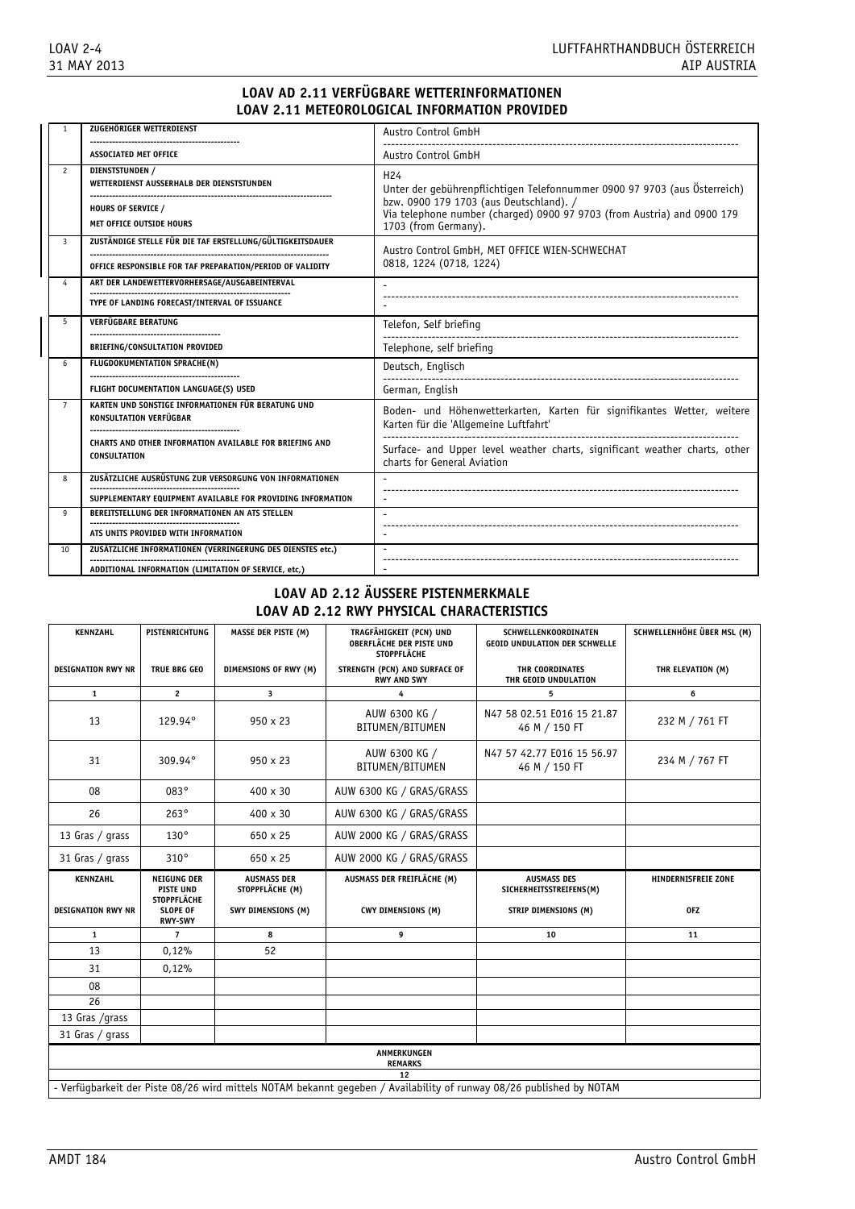## LOAV AD 2.11 VERFÜGBARE WETTERINFORMATIONEN
## LOAV 2.11 METEOROLOGICAL INFORMATION PROVIDED

| | | |
|---|---|---|
| 1 | ZUGEHÖRIGER WETTERDIENST / ASSOCIATED MET OFFICE | Austro Control GmbH / Austro Control GmbH |
| 2 | DIENSTSTUNDEN / WETTERDIENST AUSSERHALB DER DIENSTSTUNDEN / HOURS OF SERVICE / MET OFFICE OUTSIDE HOURS | H24<br>Unter der gebührenpflichtigen Telefonnummer 0900 97 9703 (aus Österreich) bzw. 0900 179 1703 (aus Deutschland). /<br>Via telephone number (charged) 0900 97 9703 (from Austria) and 0900 179 1703 (from Germany). |
| 3 | ZUSTÄNDIGE STELLE FÜR DIE TAF ERSTELLUNG/GÜLTIGKEITSDAUER / OFFICE RESPONSIBLE FOR TAF PREPARATION/PERIOD OF VALIDITY | Austro Control GmbH, MET OFFICE WIEN-SCHWECHAT<br>0818, 1224 (0718, 1224) |
| 4 | ART DER LANDEWETTERVORHERSAGE/AUSGABEINTERVAL / TYPE OF LANDING FORECAST/INTERVAL OF ISSUANCE | - / - |
| 5 | VERFÜGBARE BERATUNG / BRIEFING/CONSULTATION PROVIDED | Telefon, Self briefing / Telephone, self briefing |
| 6 | FLUGDOKUMENTATION SPRACHE(N) / FLIGHT DOCUMENTATION LANGUAGE(S) USED | Deutsch, Englisch / German, English |
| 7 | KARTEN UND SONSTIGE INFORMATIONEN FÜR BERATUNG UND KONSULTATION VERFÜGBAR / CHARTS AND OTHER INFORMATION AVAILABLE FOR BRIEFING AND CONSULTATION | Boden- und Höhenwetterkarten, Karten für signifikantes Wetter, weitere Karten für die 'Allgemeine Luftfahrt' /<br>Surface- and Upper level weather charts, significant weather charts, other charts for General Aviation |
| 8 | ZUSÄTZLICHE AUSRÜSTUNG ZUR VERSORGUNG VON INFORMATIONEN / SUPPLEMENTARY EQUIPMENT AVAILABLE FOR PROVIDING INFORMATION | - / - |
| 9 | BEREITSTELLUNG DER INFORMATIONEN AN ATS STELLEN / ATS UNITS PROVIDED WITH INFORMATION | - / - |
| 10 | ZUSÄTZLICHE INFORMATIONEN (VERRINGERUNG DES DIENSTES etc.) / ADDITIONAL INFORMATION (LIMITATION OF SERVICE, etc,) | - / - |

## LOAV AD 2.12 ÄUSSERE PISTENMERKMALE
## LOAV AD 2.12 RWY PHYSICAL CHARACTERISTICS

| KENNZAHL / DESIGNATION RWY NR | PISTENRICHTUNG / TRUE BRG GEO | MASSE DER PISTE (M) / DIMENSIONS OF RWY (M) | TRAGFÄHIGKEIT (PCN) UND OBERFLÄCHE DER PISTE UND STOPPFLÄCHE / STRENGTH (PCN) AND SURFACE OF RWY AND SWY | SCHWELLENKOORDINATEN GEOID UNDULATION DER SCHWELLE / THR COORDINATES THR GEOID UNDULATION | SCHWELLENHÖHE ÜBER MSL (M) / THR ELEVATION (M) |
|---|---|---|---|---|---|
| 1 | 2 | 3 | 4 | 5 | 6 |
| 13 | 129.94° | 950 x 23 | AUW 6300 KG / BITUMEN/BITUMEN | N47 58 02.51 E016 15 21.87<br>46 M / 150 FT | 232 M / 761 FT |
| 31 | 309.94° | 950 x 23 | AUW 6300 KG / BITUMEN/BITUMEN | N47 57 42.77 E016 15 56.97<br>46 M / 150 FT | 234 M / 767 FT |
| 08 | 083° | 400 x 30 | AUW 6300 KG / GRAS/GRASS | | |
| 26 | 263° | 400 x 30 | AUW 6300 KG / GRAS/GRASS | | |
| 13 Gras / grass | 130° | 650 x 25 | AUW 2000 KG / GRAS/GRASS | | |
| 31 Gras / grass | 310° | 650 x 25 | AUW 2000 KG / GRAS/GRASS | | |

| KENNZAHL / DESIGNATION RWY NR | NEIGUNG DER PISTE UND STOPPFLÄCHE / SLOPE OF RWY-SWY | AUSMASS DER STOPPFLÄCHE (M) / SWY DIMENSIONS (M) | AUSMASS DER FREIFLÄCHE (M) / CWY DIMENSIONS (M) | AUSMASS DES SICHERHEITSSTREIFENS(M) / STRIP DIMENSIONS (M) | HINDERNISFREIE ZONE / OFZ |
|---|---|---|---|---|---|
| 1 | 7 | 8 | 9 | 10 | 11 |
| 13 | 0,12% | 52 | | | |
| 31 | 0,12% | | | | |
| 08 | | | | | |
| 26 | | | | | |
| 13 Gras /grass | | | | | |
| 31 Gras / grass | | | | | |

**ANMERKUNGEN / REMARKS**

12

- Verfügbarkeit der Piste 08/26 wird mittels NOTAM bekannt gegeben / Availability of runway 08/26 published by NOTAM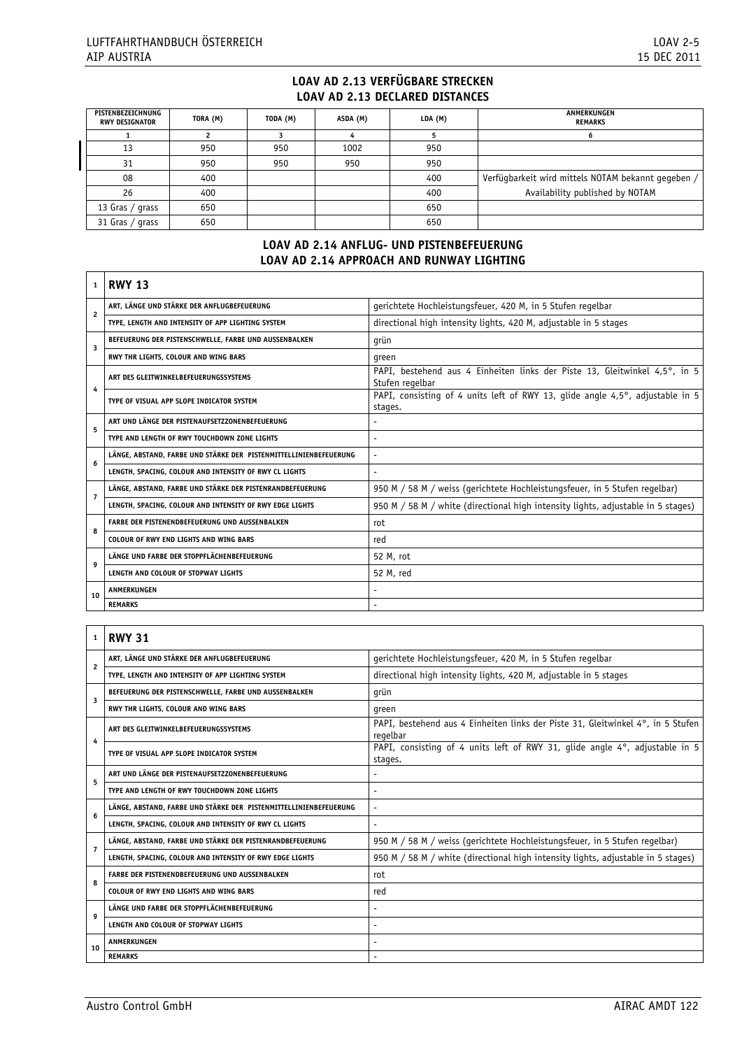## LOAV AD 2.13 VERFÜGBARE STRECKEN
## LOAV AD 2.13 DECLARED DISTANCES

| PISTENBEZEICHNUNG RWY DESIGNATOR | TORA (M) | TODA (M) | ASDA (M) | LDA (M) | ANMERKUNGEN REMARKS |
|---|---|---|---|---|---|
| 1 | 2 | 3 | 4 | 5 | 6 |
| 13 | 950 | 950 | 1002 | 950 | |
| 31 | 950 | 950 | 950 | 950 | |
| 08 | 400 | | | 400 | Verfügbarkeit wird mittels NOTAM bekannt gegeben / |
| 26 | 400 | | | 400 | Availability published by NOTAM |
| 13 Gras / grass | 650 | | | 650 | |
| 31 Gras / grass | 650 | | | 650 | |

## LOAV AD 2.14 ANFLUG- UND PISTENBEFEUERUNG
## LOAV AD 2.14 APPROACH AND RUNWAY LIGHTING

| 1 | RWY 13 | |
|---|---|---|
| 2 | ART, LÄNGE UND STÄRKE DER ANFLUGBEFEUERUNG | gerichtete Hochleistungsfeuer, 420 M, in 5 Stufen regelbar |
| | TYPE, LENGTH AND INTENSITY OF APP LIGHTING SYSTEM | directional high intensity lights, 420 M, adjustable in 5 stages |
| 3 | BEFEUERUNG DER PISTENSCHWELLE, FARBE UND AUSSENBALKEN | grün |
| | RWY THR LIGHTS, COLOUR AND WING BARS | green |
| 4 | ART DES GLEITWINKELBEFEUERUNGSSYSTEMS | PAPI, bestehend aus 4 Einheiten links der Piste 13, Gleitwinkel 4,5°, in 5 Stufen regelbar |
| | TYPE OF VISUAL APP SLOPE INDICATOR SYSTEM | PAPI, consisting of 4 units left of RWY 13, glide angle 4,5°, adjustable in 5 stages. |
| 5 | ART UND LÄNGE DER PISTENAUFSETZZONENBEFEUERUNG | - |
| | TYPE AND LENGTH OF RWY TOUCHDOWN ZONE LIGHTS | - |
| 6 | LÄNGE, ABSTAND, FARBE UND STÄRKE DER PISTENMITTELLINIENBEFEUERUNG | - |
| | LENGTH, SPACING, COLOUR AND INTENSITY OF RWY CL LIGHTS | - |
| 7 | LÄNGE, ABSTAND, FARBE UND STÄRKE DER PISTENRANDBEFEUERUNG | 950 M / 58 M / weiss (gerichtete Hochleistungsfeuer, in 5 Stufen regelbar) |
| | LENGTH, SPACING, COLOUR AND INTENSITY OF RWY EDGE LIGHTS | 950 M / 58 M / white (directional high intensity lights, adjustable in 5 stages) |
| 8 | FARBE DER PISTENENDBEFEUERUNG UND AUSSENBALKEN | rot |
| | COLOUR OF RWY END LIGHTS AND WING BARS | red |
| 9 | LÄNGE UND FARBE DER STOPPFLÄCHENBEFEUERUNG | 52 M, rot |
| | LENGTH AND COLOUR OF STOPWAY LIGHTS | 52 M, red |
| 10 | ANMERKUNGEN | - |
| | REMARKS | - |

| 1 | RWY 31 | |
|---|---|---|
| 2 | ART, LÄNGE UND STÄRKE DER ANFLUGBEFEUERUNG | gerichtete Hochleistungsfeuer, 420 M, in 5 Stufen regelbar |
| | TYPE, LENGTH AND INTENSITY OF APP LIGHTING SYSTEM | directional high intensity lights, 420 M, adjustable in 5 stages |
| 3 | BEFEUERUNG DER PISTENSCHWELLE, FARBE UND AUSSENBALKEN | grün |
| | RWY THR LIGHTS, COLOUR AND WING BARS | green |
| 4 | ART DES GLEITWINKELBEFEUERUNGSSYSTEMS | PAPI, bestehend aus 4 Einheiten links der Piste 31, Gleitwinkel 4°, in 5 Stufen regelbar |
| | TYPE OF VISUAL APP SLOPE INDICATOR SYSTEM | PAPI, consisting of 4 units left of RWY 31, glide angle 4°, adjustable in 5 stages. |
| 5 | ART UND LÄNGE DER PISTENAUFSETZZONENBEFEUERUNG | - |
| | TYPE AND LENGTH OF RWY TOUCHDOWN ZONE LIGHTS | - |
| 6 | LÄNGE, ABSTAND, FARBE UND STÄRKE DER PISTENMITTELLINIENBEFEUERUNG | - |
| | LENGTH, SPACING, COLOUR AND INTENSITY OF RWY CL LIGHTS | - |
| 7 | LÄNGE, ABSTAND, FARBE UND STÄRKE DER PISTENRANDBEFEUERUNG | 950 M / 58 M / weiss (gerichtete Hochleistungsfeuer, in 5 Stufen regelbar) |
| | LENGTH, SPACING, COLOUR AND INTENSITY OF RWY EDGE LIGHTS | 950 M / 58 M / white (directional high intensity lights, adjustable in 5 stages) |
| 8 | FARBE DER PISTENENDBEFEUERUNG UND AUSSENBALKEN | rot |
| | COLOUR OF RWY END LIGHTS AND WING BARS | red |
| 9 | LÄNGE UND FARBE DER STOPPFLÄCHENBEFEUERUNG | - |
| | LENGTH AND COLOUR OF STOPWAY LIGHTS | - |
| 10 | ANMERKUNGEN | - |
| | REMARKS | - |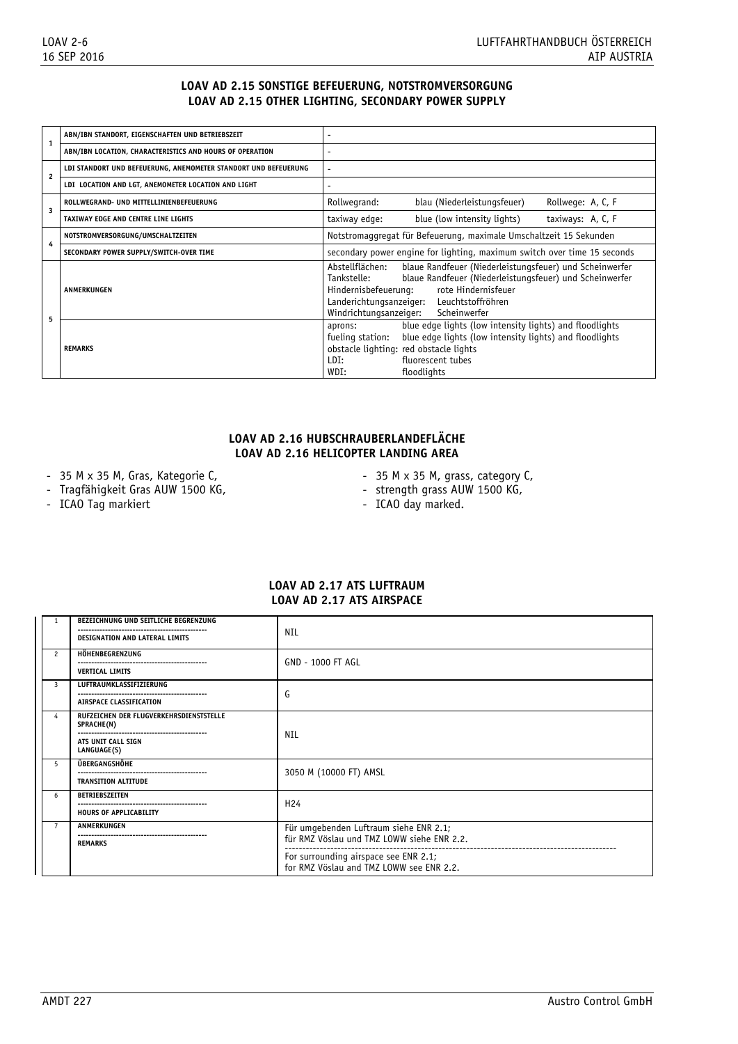## LOAV AD 2.15 SONSTIGE BEFEUERUNG, NOTSTROMVERSORGUNG
## LOAV AD 2.15 OTHER LIGHTING, SECONDARY POWER SUPPLY

| | | |
|---|---|---|
| 1 | ABN/IBN STANDORT, EIGENSCHAFTEN UND BETRIEBSZEIT | - |
| | ABN/IBN LOCATION, CHARACTERISTICS AND HOURS OF OPERATION | - |
| 2 | LDI STANDORT UND BEFEUERUNG, ANEMOMETER STANDORT UND BEFEUERUNG | - |
| | LDI LOCATION AND LGT, ANEMOMETER LOCATION AND LIGHT | - |
| 3 | ROLLWEGRAND- UND MITTELLINIENBEFEUERUNG | Rollwegrand: blau (Niederleistungsfeuer) Rollwege: A, C, F |
| | TAXIWAY EDGE AND CENTRE LINE LIGHTS | taxiway edge: blue (low intensity lights) taxiways: A, C, F |
| 4 | NOTSTROMVERSORGUNG/UMSCHALTZEITEN | Notstromaggregat für Befeuerung, maximale Umschaltzeit 15 Sekunden |
| | SECONDARY POWER SUPPLY/SWITCH-OVER TIME | secondary power engine for lighting, maximum switch over time 15 seconds |
| 5 | ANMERKUNGEN | Abstellflächen: blaue Randfeuer (Niederleistungsfeuer) und Scheinwerfer<br>Tankstelle: blaue Randfeuer (Niederleistungsfeuer) und Scheinwerfer<br>Hindernisbefeuerung: rote Hindernisfeuer<br>Landerichtungsanzeiger: Leuchtstoffröhren<br>Windrichtungsanzeiger: Scheinwerfer |
| | REMARKS | aprons: blue edge lights (low intensity lights) and floodlights<br>fueling station: blue edge lights (low intensity lights) and floodlights<br>obstacle lighting: red obstacle lights<br>LDI: fluorescent tubes<br>WDI: floodlights |

## LOAV AD 2.16 HUBSCHRAUBERLANDEFLÄCHE
## LOAV AD 2.16 HELICOPTER LANDING AREA

- 35 M x 35 M, Gras, Kategorie C,
- Tragfähigkeit Gras AUW 1500 KG,
- ICAO Tag markiert

- 35 M x 35 M, grass, category C,
- strength grass AUW 1500 KG,
- ICAO day marked.

## LOAV AD 2.17 ATS LUFTRAUM
## LOAV AD 2.17 ATS AIRSPACE

| | | |
|---|---|---|
| 1 | BEZEICHNUNG UND SEITLICHE BEGRENZUNG<br>DESIGNATION AND LATERAL LIMITS | NIL |
| 2 | HÖHENBEGRENZUNG<br>VERTICAL LIMITS | GND - 1000 FT AGL |
| 3 | LUFTRAUMKLASSIFIZIERUNG<br>AIRSPACE CLASSIFICATION | G |
| 4 | RUFZEICHEN DER FLUGVERKEHRSDIENSTSTELLE SPRACHE(N)<br>ATS UNIT CALL SIGN LANGUAGE(S) | NIL |
| 5 | ÜBERGANGSHÖHE<br>TRANSITION ALTITUDE | 3050 M (10000 FT) AMSL |
| 6 | BETRIEBSZEITEN<br>HOURS OF APPLICABILITY | H24 |
| 7 | ANMERKUNGEN<br>REMARKS | Für umgebenden Luftraum siehe ENR 2.1;<br>für RMZ Vöslau und TMZ LOWW siehe ENR 2.2.<br>For surrounding airspace see ENR 2.1;<br>for RMZ Vöslau and TMZ LOWW see ENR 2.2. |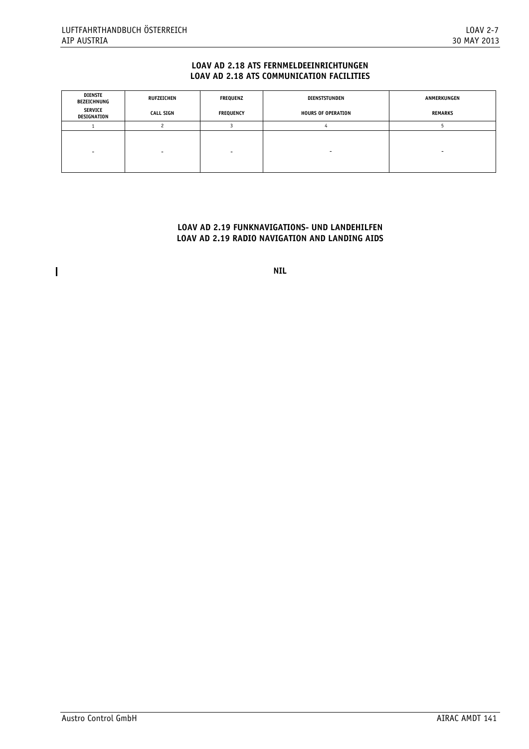## LOAV AD 2.18 ATS FERNMELDEEINRICHTUNGEN
## LOAV AD 2.18 ATS COMMUNICATION FACILITIES

| DIENSTE BEZEICHNUNG<br>SERVICE DESIGNATION | RUFZEICHEN<br>CALL SIGN | FREQUENZ<br>FREQUENCY | DIENSTSTUNDEN<br>HOURS OF OPERATION | ANMERKUNGEN<br>REMARKS |
|---|---|---|---|---|
| 1 | 2 | 3 | 4 | 5 |
| - | - | - | - | - |

## LOAV AD 2.19 FUNKNAVIGATIONS- UND LANDEHILFEN
## LOAV AD 2.19 RADIO NAVIGATION AND LANDING AIDS

**NIL**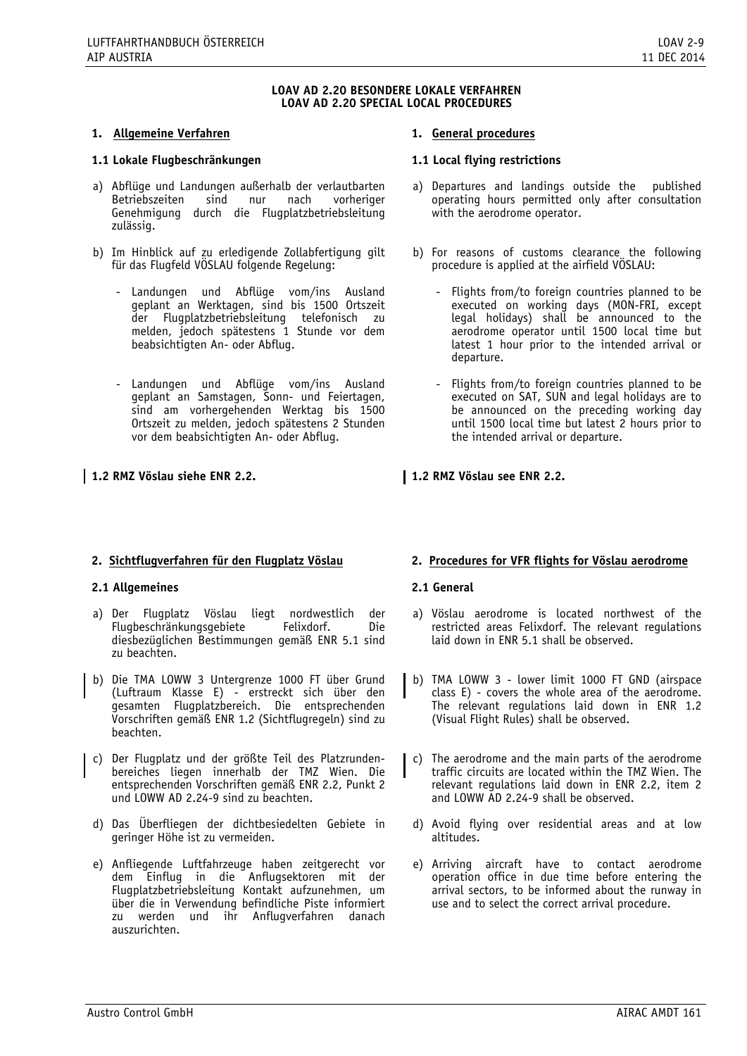## LOAV AD 2.20 BESONDERE LOKALE VERFAHREN
## LOAV AD 2.20 SPECIAL LOCAL PROCEDURES

### 1. Allgemeine Verfahren

#### 1.1 Lokale Flugbeschränkungen

a) Abflüge und Landungen außerhalb der verlautbarten Betriebszeiten sind nur nach vorheriger Genehmigung durch die Flugplatzbetriebsleitung zulässig.

b) Im Hinblick auf zu erledigende Zollabfertigung gilt für das Flugfeld VÖSLAU folgende Regelung:

- Landungen und Abflüge vom/ins Ausland geplant an Werktagen, sind bis 1500 Ortszeit der Flugplatzbetriebsleitung telefonisch zu melden, jedoch spätestens 1 Stunde vor dem beabsichtigten An- oder Abflug.
- Landungen und Abflüge vom/ins Ausland geplant an Samstagen, Sonn- und Feiertagen, sind am vorhergehenden Werktag bis 1500 Ortszeit zu melden, jedoch spätestens 2 Stunden vor dem beabsichtigten An- oder Abflug.

#### 1.2 RMZ Vöslau siehe ENR 2.2.

### 1. General procedures

#### 1.1 Local flying restrictions

a) Departures and landings outside the published operating hours permitted only after consultation with the aerodrome operator.

b) For reasons of customs clearance the following procedure is applied at the airfield VÖSLAU:

- Flights from/to foreign countries planned to be executed on working days (MON-FRI, except legal holidays) shall be announced to the aerodrome operator until 1500 local time but latest 1 hour prior to the intended arrival or departure.
- Flights from/to foreign countries planned to be executed on SAT, SUN and legal holidays are to be announced on the preceding working day until 1500 local time but latest 2 hours prior to the intended arrival or departure.

#### 1.2 RMZ Vöslau see ENR 2.2.

### 2. Sichtflugverfahren für den Flugplatz Vöslau

#### 2.1 Allgemeines

a) Der Flugplatz Vöslau liegt nordwestlich der Flugbeschränkungsgebiete Felixdorf. Die diesbezüglichen Bestimmungen gemäß ENR 5.1 sind zu beachten.

b) Die TMA LOWW 3 Untergrenze 1000 FT über Grund (Luftraum Klasse E) - erstreckt sich über den gesamten Flugplatzbereich. Die entsprechenden Vorschriften gemäß ENR 1.2 (Sichtflugregeln) sind zu beachten.

c) Der Flugplatz und der größte Teil des Platzrundenbereiches liegen innerhalb der TMZ Wien. Die entsprechenden Vorschriften gemäß ENR 2.2, Punkt 2 und LOWW AD 2.24-9 sind zu beachten.

d) Das Überfliegen der dichtbesiedelten Gebiete in geringer Höhe ist zu vermeiden.

e) Anfliegende Luftfahrzeuge haben zeitgerecht vor dem Einflug in die Anflugsektoren mit der Flugplatzbetriebsleitung Kontakt aufzunehmen, um über die in Verwendung befindliche Piste informiert zu werden und ihr Anflugverfahren danach auszurichten.

### 2. Procedures for VFR flights for Vöslau aerodrome

#### 2.1 General

a) Vöslau aerodrome is located northwest of the restricted areas Felixdorf. The relevant regulations laid down in ENR 5.1 shall be observed.

b) TMA LOWW 3 - lower limit 1000 FT GND (airspace class E) - covers the whole area of the aerodrome. The relevant regulations laid down in ENR 1.2 (Visual Flight Rules) shall be observed.

c) The aerodrome and the main parts of the aerodrome traffic circuits are located within the TMZ Wien. The relevant regulations laid down in ENR 2.2, item 2 and LOWW AD 2.24-9 shall be observed.

d) Avoid flying over residential areas and at low altitudes.

e) Arriving aircraft have to contact aerodrome operation office in due time before entering the arrival sectors, to be informed about the runway in use and to select the correct arrival procedure.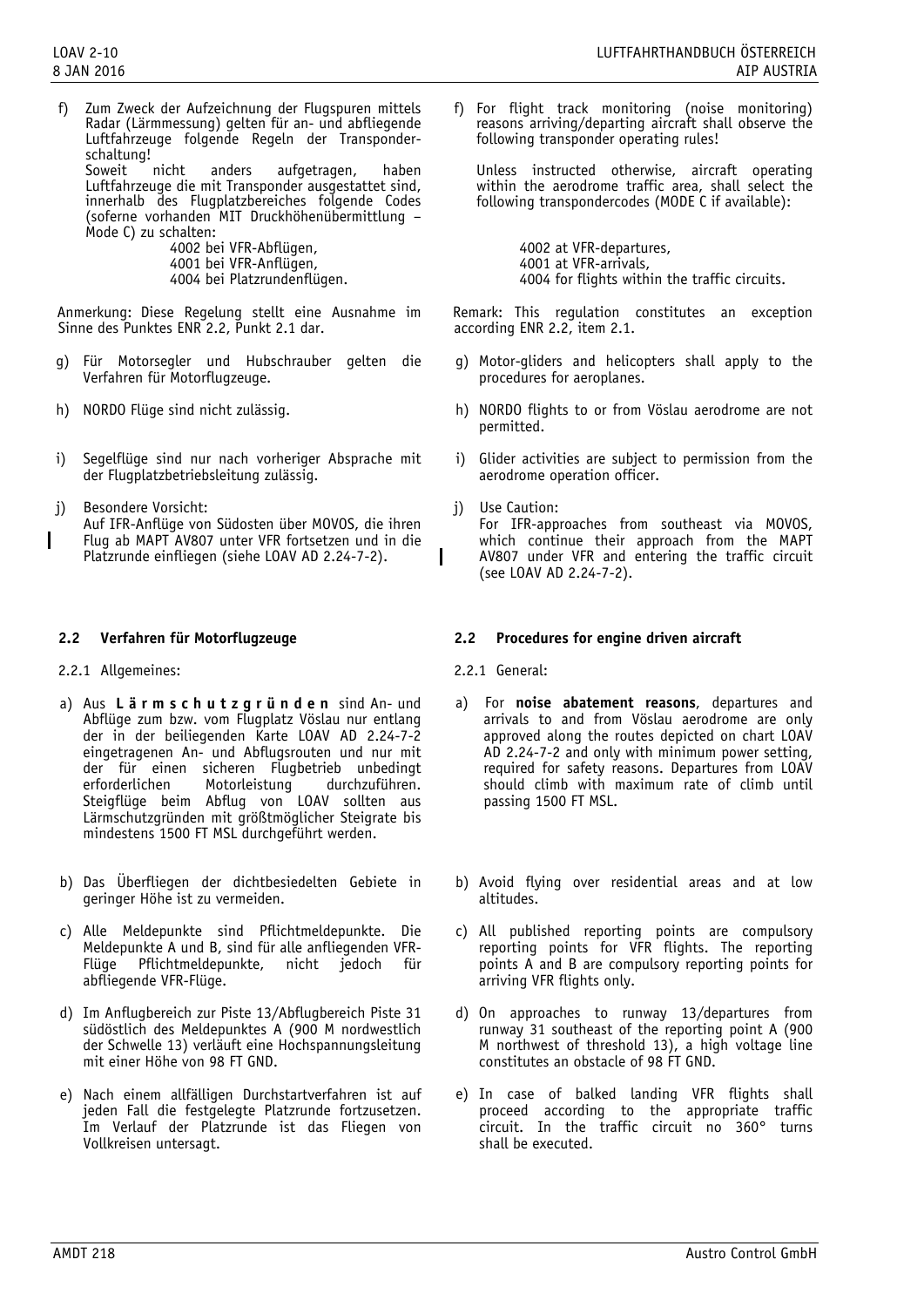f) Zum Zweck der Aufzeichnung der Flugspuren mittels Radar (Lärmmessung) gelten für an- und abfliegende Luftfahrzeuge folgende Regeln der Transponderschaltung!
Soweit nicht anders aufgetragen, haben Luftfahrzeuge die mit Transponder ausgestattet sind, innerhalb des Flugplatzbereiches folgende Codes (soferne vorhanden MIT Druckhöhenübermittlung – Mode C) zu schalten:
4002 bei VFR-Abflügen,
4001 bei VFR-Anflügen,
4004 bei Platzrundenflügen.

Anmerkung: Diese Regelung stellt eine Ausnahme im Sinne des Punktes ENR 2.2, Punkt 2.1 dar.

g) Für Motorsegler und Hubschrauber gelten die Verfahren für Motorflugzeuge.

h) NORDO Flüge sind nicht zulässig.

i) Segelflüge sind nur nach vorheriger Absprache mit der Flugplatzbetriebsleitung zulässig.

j) Besondere Vorsicht:
Auf IFR-Anflüge von Südosten über MOVOS, die ihren Flug ab MAPT AV807 unter VFR fortsetzen und in die Platzrunde einfliegen (siehe LOAV AD 2.24-7-2).

f) For flight track monitoring (noise monitoring) reasons arriving/departing aircraft shall observe the following transponder operating rules!

Unless instructed otherwise, aircraft operating within the aerodrome traffic area, shall select the following transpondercodes (MODE C if available):

4002 at VFR-departures,
4001 at VFR-arrivals,
4004 for flights within the traffic circuits.

Remark: This regulation constitutes an exception according ENR 2.2, item 2.1.

g) Motor-gliders and helicopters shall apply to the procedures for aeroplanes.

h) NORDO flights to or from Vöslau aerodrome are not permitted.

i) Glider activities are subject to permission from the aerodrome operation officer.

j) Use Caution:
For IFR-approaches from southeast via MOVOS, which continue their approach from the MAPT AV807 under VFR and entering the traffic circuit (see LOAV AD 2.24-7-2).

## 2.2 Verfahren für Motorflugzeuge

2.2.1 Allgemeines:

a) Aus **Lärmschutzgründen** sind An- und Abflüge zum bzw. vom Flugplatz Vöslau nur entlang der in der beiliegenden Karte LOAV AD 2.24-7-2 eingetragenen An- und Abflugsrouten und nur mit der für einen sicheren Flugbetrieb unbedingt erforderlichen Motorleistung durchzuführen. Steigflüge beim Abflug von LOAV sollten aus Lärmschutzgründen mit größtmöglicher Steigrate bis mindestens 1500 FT MSL durchgeführt werden.

b) Das Überfliegen der dichtbesiedelten Gebiete in geringer Höhe ist zu vermeiden.

c) Alle Meldepunkte sind Pflichtmeldepunkte. Die Meldepunkte A und B, sind für alle anfliegenden VFR-Flüge Pflichtmeldepunkte, nicht jedoch für abfliegende VFR-Flüge.

d) Im Anflugbereich zur Piste 13/Abflugbereich Piste 31 südöstlich des Meldepunktes A (900 M nordwestlich der Schwelle 13) verläuft eine Hochspannungsleitung mit einer Höhe von 98 FT GND.

e) Nach einem allfälligen Durchstartverfahren ist auf jeden Fall die festgelegte Platzrunde fortzusetzen. Im Verlauf der Platzrunde ist das Fliegen von Vollkreisen untersagt.

## 2.2 Procedures for engine driven aircraft

2.2.1 General:

a) For **noise abatement reasons**, departures and arrivals to and from Vöslau aerodrome are only approved along the routes depicted on chart LOAV AD 2.24-7-2 and only with minimum power setting, required for safety reasons. Departures from LOAV should climb with maximum rate of climb until passing 1500 FT MSL.

b) Avoid flying over residential areas and at low altitudes.

c) All published reporting points are compulsory reporting points for VFR flights. The reporting points A and B are compulsory reporting points for arriving VFR flights only.

d) On approaches to runway 13/departures from runway 31 southeast of the reporting point A (900 M northwest of threshold 13), a high voltage line constitutes an obstacle of 98 FT GND.

e) In case of balked landing VFR flights shall proceed according to the appropriate traffic circuit. In the traffic circuit no 360° turns shall be executed.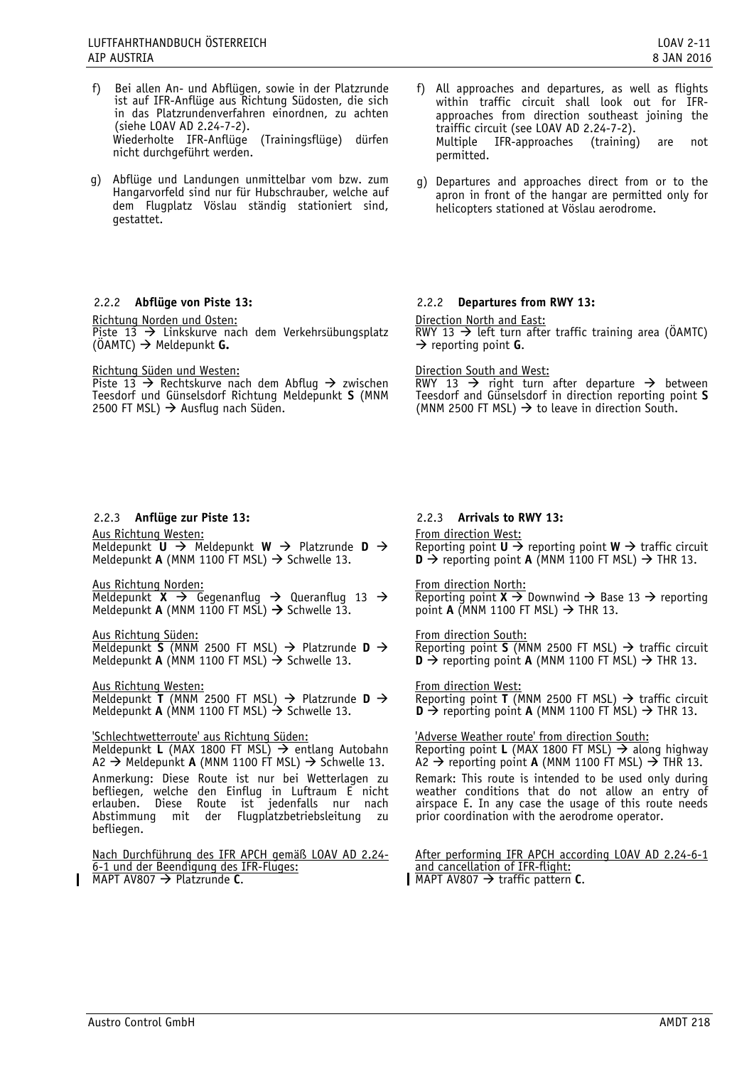f) Bei allen An- und Abflügen, sowie in der Platzrunde ist auf IFR-Anflüge aus Richtung Südosten, die sich in das Platzrundenverfahren einordnen, zu achten (siehe LOAV AD 2.24-7-2).
Wiederholte IFR-Anflüge (Trainingsflüge) dürfen nicht durchgeführt werden.

g) Abflüge und Landungen unmittelbar vom bzw. zum Hangarvorfeld sind nur für Hubschrauber, welche auf dem Flugplatz Vöslau ständig stationiert sind, gestattet.

f) All approaches and departures, as well as flights within traffic circuit shall look out for IFR-approaches from direction southeast joining the traiffic circuit (see LOAV AD 2.24-7-2).
Multiple IFR-approaches (training) are not permitted.

g) Departures and approaches direct from or to the apron in front of the hangar are permitted only for helicopters stationed at Vöslau aerodrome.

### 2.2.2 Abflüge von Piste 13:

Richtung Norden und Osten:
Piste 13 → Linkskurve nach dem Verkehrsübungsplatz (ÖAMTC) → Meldepunkt **G.**

Richtung Süden und Westen:
Piste 13 → Rechtskurve nach dem Abflug → zwischen Teesdorf und Günselsdorf Richtung Meldepunkt **S** (MNM 2500 FT MSL) → Ausflug nach Süden.

### 2.2.2 Departures from RWY 13:

Direction North and East:
RWY 13 → left turn after traffic training area (ÖAMTC) → reporting point **G**.

Direction South and West:
RWY 13 → right turn after departure → between Teesdorf and Günselsdorf in direction reporting point **S** (MNM 2500 FT MSL) → to leave in direction South.

### 2.2.3 Anflüge zur Piste 13:

Aus Richtung Westen:
Meldepunkt **U** → Meldepunkt **W** → Platzrunde **D** → Meldepunkt **A** (MNM 1100 FT MSL) → Schwelle 13.

Aus Richtung Norden:
Meldepunkt **X** → Gegenanflug → Queranflug 13 → Meldepunkt **A** (MNM 1100 FT MSL) → Schwelle 13.

Aus Richtung Süden:
Meldepunkt **S** (MNM 2500 FT MSL) → Platzrunde **D** → Meldepunkt **A** (MNM 1100 FT MSL) → Schwelle 13.

Aus Richtung Westen:
Meldepunkt **T** (MNM 2500 FT MSL) → Platzrunde **D** → Meldepunkt **A** (MNM 1100 FT MSL) → Schwelle 13.

'Schlechtwetterroute' aus Richtung Süden:
Meldepunkt **L** (MAX 1800 FT MSL) → entlang Autobahn A2 → Meldepunkt **A** (MNM 1100 FT MSL) → Schwelle 13.

Anmerkung: Diese Route ist nur bei Wetterlagen zu befliegen, welche den Einflug in Luftraum E nicht erlauben. Diese Route ist jedenfalls nur nach Abstimmung mit der Flugplatzbetriebsleitung zu befliegen.

Nach Durchführung des IFR APCH gemäß LOAV AD 2.24-6-1 und der Beendigung des IFR-Fluges:
MAPT AV807 → Platzrunde **C**.

### 2.2.3 Arrivals to RWY 13:

From direction West:
Reporting point **U** → reporting point **W** → traffic circuit **D** → reporting point **A** (MNM 1100 FT MSL) → THR 13.

From direction North:
Reporting point **X** → Downwind → Base 13 → reporting point **A** (MNM 1100 FT MSL) → THR 13.

From direction South:
Reporting point **S** (MNM 2500 FT MSL) → traffic circuit **D** → reporting point **A** (MNM 1100 FT MSL) → THR 13.

From direction West:
Reporting point **T** (MNM 2500 FT MSL) → traffic circuit **D** → reporting point **A** (MNM 1100 FT MSL) → THR 13.

'Adverse Weather route' from direction South:
Reporting point **L** (MAX 1800 FT MSL) → along highway A2 → reporting point **A** (MNM 1100 FT MSL) → THR 13.

Remark: This route is intended to be used only during weather conditions that do not allow an entry of airspace E. In any case the usage of this route needs prior coordination with the aerodrome operator.

After performing IFR APCH according LOAV AD 2.24-6-1 and cancellation of IFR-flight:
MAPT AV807 → traffic pattern **C**.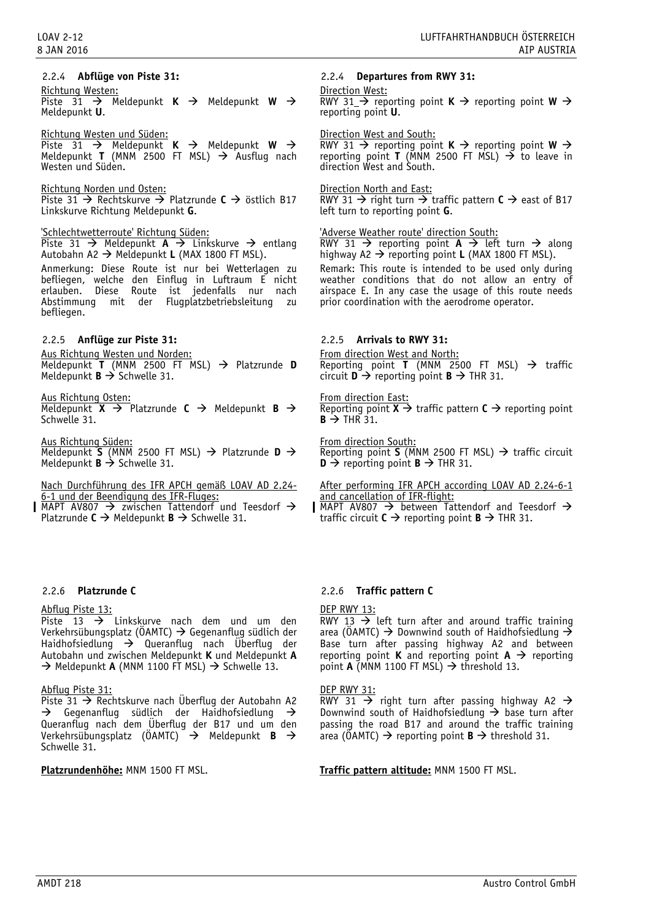### 2.2.4 Abflüge von Piste 31:

Richtung Westen:
Piste 31 → Meldepunkt **K** → Meldepunkt **W** → Meldepunkt **U**.

Richtung Westen und Süden:
Piste 31 → Meldepunkt **K** → Meldepunkt **W** → Meldepunkt **T** (MNM 2500 FT MSL) → Ausflug nach Westen und Süden.

Richtung Norden und Osten:
Piste 31 → Rechtskurve → Platzrunde **C** → östlich B17 Linkskurve Richtung Meldepunkt **G**.

'Schlechtwetterroute' Richtung Süden:
Piste 31 → Meldepunkt **A** → Linkskurve → entlang Autobahn A2 → Meldepunkt **L** (MAX 1800 FT MSL).

Anmerkung: Diese Route ist nur bei Wetterlagen zu befliegen, welche den Einflug in Luftraum E nicht erlauben. Diese Route ist jedenfalls nur nach Abstimmung mit der Flugplatzbetriebsleitung zu befliegen.

### 2.2.4 Departures from RWY 31:

Direction West:
RWY 31 → reporting point **K** → reporting point **W** → reporting point **U**.

Direction West and South:
RWY 31 → reporting point **K** → reporting point **W** → reporting point **T** (MNM 2500 FT MSL) → to leave in direction West and South.

Direction North and East:
RWY 31 → right turn → traffic pattern **C** → east of B17 left turn to reporting point **G**.

'Adverse Weather route' direction South:
RWY 31 → reporting point **A** → left turn → along highway A2 → reporting point **L** (MAX 1800 FT MSL).

Remark: This route is intended to be used only during weather conditions that do not allow an entry of airspace E. In any case the usage of this route needs prior coordination with the aerodrome operator.

### 2.2.5 Anflüge zur Piste 31:

Aus Richtung Westen und Norden:
Meldepunkt **T** (MNM 2500 FT MSL) → Platzrunde **D** Meldepunkt **B** → Schwelle 31.

Aus Richtung Osten:
Meldepunkt **X** → Platzrunde **C** → Meldepunkt **B** → Schwelle 31.

Aus Richtung Süden:
Meldepunkt **S** (MNM 2500 FT MSL) → Platzrunde **D** → Meldepunkt **B** → Schwelle 31.

Nach Durchführung des IFR APCH gemäß LOAV AD 2.24-6-1 und der Beendigung des IFR-Fluges:
MAPT AV807 → zwischen Tattendorf und Teesdorf → Platzrunde **C** → Meldepunkt **B** → Schwelle 31.

### 2.2.5 Arrivals to RWY 31:

From direction West and North:
Reporting point **T** (MNM 2500 FT MSL) → traffic circuit **D** → reporting point **B** → THR 31.

From direction East:
Reporting point **X** → traffic pattern **C** → reporting point **B** → THR 31.

From direction South:
Reporting point **S** (MNM 2500 FT MSL) → traffic circuit **D** → reporting point **B** → THR 31.

After performing IFR APCH according LOAV AD 2.24-6-1 and cancellation of IFR-flight:
MAPT AV807 → between Tattendorf and Teesdorf → traffic circuit **C** → reporting point **B** → THR 31.

### 2.2.6 Platzrunde C

Abflug Piste 13:
Piste 13 → Linkskurve nach dem und um den Verkehrsübungsplatz (ÖAMTC) → Gegenanflug südlich der Haidhofsiedlung → Queranflug nach Überflug der Autobahn und zwischen Meldepunkt **K** und Meldepunkt **A** → Meldepunkt **A** (MNM 1100 FT MSL) → Schwelle 13.

Abflug Piste 31:
Piste 31 → Rechtskurve nach Überflug der Autobahn A2 → Gegenanflug südlich der Haidhofsiedlung → Queranflug nach dem Überflug der B17 und um den Verkehrsübungsplatz (ÖAMTC) → Meldepunkt **B** → Schwelle 31.

**Platzrundenhöhe:** MNM 1500 FT MSL.

### 2.2.6 Traffic pattern C

DEP RWY 13:
RWY 13 → left turn after and around traffic training area (ÖAMTC) → Downwind south of Haidhofsiedlung → Base turn after passing highway A2 and between reporting point **K** and reporting point **A** → reporting point **A** (MNM 1100 FT MSL) → threshold 13.

DEP RWY 31:
RWY 31 → right turn after passing highway A2 → Downwind south of Haidhofsiedlung → base turn after passing the road B17 and around the traffic training area (ÖAMTC) → reporting point **B** → threshold 31.

**Traffic pattern altitude:** MNM 1500 FT MSL.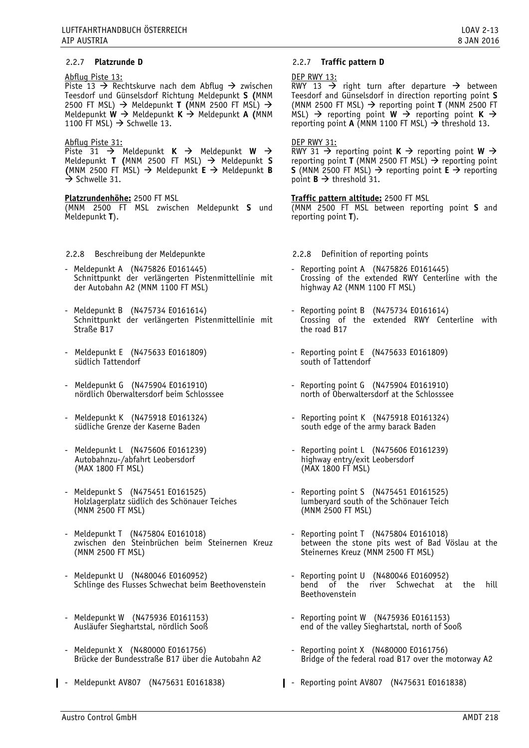### 2.2.7 Platzrunde D

Abflug Piste 13:
Piste 13 → Rechtskurve nach dem Abflug → zwischen Teesdorf und Günselsdorf Richtung Meldepunkt **S (**MNM 2500 FT MSL) → Meldepunkt **T (**MNM 2500 FT MSL) → Meldepunkt **W** → Meldepunkt **K** → Meldepunkt **A (**MNM 1100 FT MSL) → Schwelle 13.

Abflug Piste 31:
Piste 31 → Meldepunkt **K** → Meldepunkt **W** → Meldepunkt **T (**MNM 2500 FT MSL) → Meldepunkt **S (**MNM 2500 FT MSL) → Meldepunkt **E** → Meldepunkt **B** → Schwelle 31.

**Platzrundenhöhe:** 2500 FT MSL
(MNM 2500 FT MSL zwischen Meldepunkt **S** und Meldepunkt **T**).

### 2.2.8 Beschreibung der Meldepunkte

- Meldepunkt A (N475826 E0161445)
  Schnittpunkt der verlängerten Pistenmittellinie mit der Autobahn A2 (MNM 1100 FT MSL)
- Meldepunkt B (N475734 E0161614)
  Schnittpunkt der verlängerten Pistenmittellinie mit Straße B17
- Meldepunkt E (N475633 E0161809)
  südlich Tattendorf
- Meldepunkt G (N475904 E0161910)
  nördlich Oberwaltersdorf beim Schlosssee
- Meldepunkt K (N475918 E0161324)
  südliche Grenze der Kaserne Baden
- Meldepunkt L (N475606 E0161239)
  Autobahnzu-/abfahrt Leobersdorf
  (MAX 1800 FT MSL)
- Meldepunkt S (N475451 E0161525)
  Holzlagerplatz südlich des Schönauer Teiches
  (MNM 2500 FT MSL)
- Meldepunkt T (N475804 E0161018)
  zwischen den Steinbrüchen beim Steinernen Kreuz (MNM 2500 FT MSL)
- Meldepunkt U (N480046 E0160952)
  Schlinge des Flusses Schwechat beim Beethovenstein
- Meldepunkt W (N475936 E0161153)
  Ausläufer Sieghartstal, nördlich Sooß
- Meldepunkt X (N480000 E0161756)
  Brücke der Bundesstraße B17 über die Autobahn A2
- Meldepunkt AV807 (N475631 E0161838)

### 2.2.7 Traffic pattern D

DEP RWY 13:
RWY 13 → right turn after departure → between Teesdorf and Günselsdorf in direction reporting point **S** (MNM 2500 FT MSL) → reporting point **T** (MNM 2500 FT MSL) → reporting point **W** → reporting point **K** → reporting point **A** (MNM 1100 FT MSL) → threshold 13.

DEP RWY 31:
RWY 31 → reporting point **K** → reporting point **W** → reporting point **T** (MNM 2500 FT MSL) → reporting point **S** (MNM 2500 FT MSL) → reporting point **E** → reporting point **B** → threshold 31.

**Traffic pattern altitude:** 2500 FT MSL
(MNM 2500 FT MSL between reporting point **S** and reporting point **T**).

### 2.2.8 Definition of reporting points

- Reporting point A (N475826 E0161445)
  Crossing of the extended RWY Centerline with the highway A2 (MNM 1100 FT MSL)
- Reporting point B (N475734 E0161614)
  Crossing of the extended RWY Centerline with the road B17
- Reporting point E (N475633 E0161809)
  south of Tattendorf
- Reporting point G (N475904 E0161910)
  north of Oberwaltersdorf at the Schlosssee
- Reporting point K (N475918 E0161324)
  south edge of the army barack Baden
- Reporting point L (N475606 E0161239)
  highway entry/exit Leobersdorf
  (MAX 1800 FT MSL)
- Reporting point S (N475451 E0161525)
  lumberyard south of the Schönauer Teich
  (MNM 2500 FT MSL)
- Reporting point T (N475804 E0161018)
  between the stone pits west of Bad Vöslau at the Steinernes Kreuz (MNM 2500 FT MSL)
- Reporting point U (N480046 E0160952)
  bend of the river Schwechat at the hill Beethovenstein
- Reporting point W (N475936 E0161153)
  end of the valley Sieghartstal, north of Sooß
- Reporting point X (N480000 E0161756)
  Bridge of the federal road B17 over the motorway A2
- Reporting point AV807 (N475631 E0161838)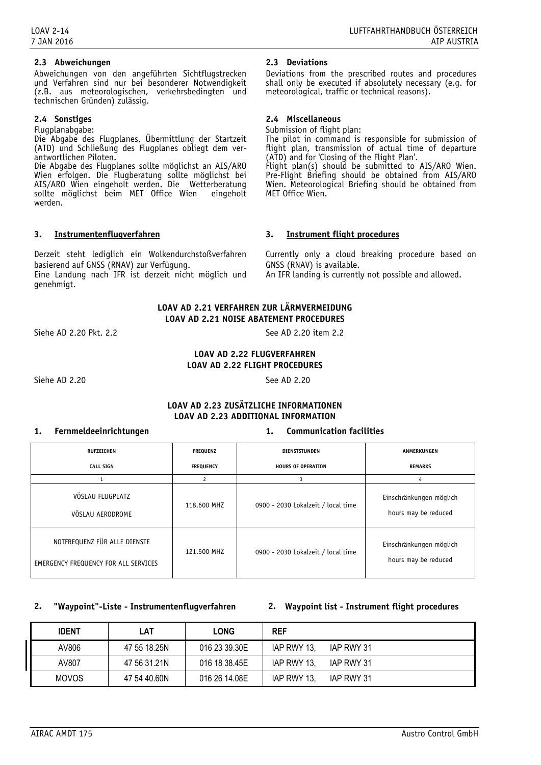### 2.3 Abweichungen

Abweichungen von den angeführten Sichtflugstrecken und Verfahren sind nur bei besonderer Notwendigkeit (z.B. aus meteorologischen, verkehrsbedingten und technischen Gründen) zulässig.

### 2.3 Deviations

Deviations from the prescribed routes and procedures shall only be executed if absolutely necessary (e.g. for meteorological, traffic or technical reasons).

### 2.4 Sonstiges

Flugplanabgabe:
Die Abgabe des Flugplanes, Übermittlung der Startzeit (ATD) und Schließung des Flugplanes obliegt dem verantwortlichen Piloten.
Die Abgabe des Flugplanes sollte möglichst an AIS/ARO Wien erfolgen. Die Flugberatung sollte möglichst bei AIS/ARO Wien eingeholt werden. Die Wetterberatung sollte möglichst beim MET Office Wien eingeholt werden.

### 2.4 Miscellaneous

Submission of flight plan:
The pilot in command is responsible for submission of flight plan, transmission of actual time of departure (ATD) and for 'Closing of the Flight Plan'.
Flight plan(s) should be submitted to AIS/ARO Wien. Pre-Flight Briefing should be obtained from AIS/ARO Wien. Meteorological Briefing should be obtained from MET Office Wien.

### 3. Instrumentenflugverfahren

Derzeit steht lediglich ein Wolkendurchstoßverfahren basierend auf GNSS (RNAV) zur Verfügung.
Eine Landung nach IFR ist derzeit nicht möglich und genehmigt.

### 3. Instrument flight procedures

Currently only a cloud breaking procedure based on GNSS (RNAV) is available.
An IFR landing is currently not possible and allowed.

## LOAV AD 2.21 VERFAHREN ZUR LÄRMVERMEIDUNG
## LOAV AD 2.21 NOISE ABATEMENT PROCEDURES

Siehe AD 2.20 Pkt. 2.2

See AD 2.20 item 2.2

## LOAV AD 2.22 FLUGVERFAHREN
## LOAV AD 2.22 FLIGHT PROCEDURES

Siehe AD 2.20

See AD 2.20

## LOAV AD 2.23 ZUSÄTZLICHE INFORMATIONEN
## LOAV AD 2.23 ADDITIONAL INFORMATION

### 1. Fernmeldeeinrichtungen / 1. Communication facilities

| RUFZEICHEN / CALL SIGN | FREQUENZ / FREQUENCY | DIENSTSTUNDEN / HOURS OF OPERATION | ANMERKUNGEN / REMARKS |
|---|---|---|---|
| 1 | 2 | 3 | 4 |
| VÖSLAU FLUGPLATZ / VÖSLAU AERODROME | 118.600 MHZ | 0900 - 2030 Lokalzeit / local time | Einschränkungen möglich / hours may be reduced |
| NOTFREQUENZ FÜR ALLE DIENSTE / EMERGENCY FREQUENCY FOR ALL SERVICES | 121.500 MHZ | 0900 - 2030 Lokalzeit / local time | Einschränkungen möglich / hours may be reduced |

### 2. "Waypoint"-Liste - Instrumentenflugverfahren / 2. Waypoint list - Instrument flight procedures

| IDENT | LAT | LONG | REF |
|---|---|---|---|
| AV806 | 47 55 18.25N | 016 23 39.30E | IAP RWY 13, IAP RWY 31 |
| AV807 | 47 56 31.21N | 016 18 38.45E | IAP RWY 13, IAP RWY 31 |
| MOVOS | 47 54 40.60N | 016 26 14.08E | IAP RWY 13, IAP RWY 31 |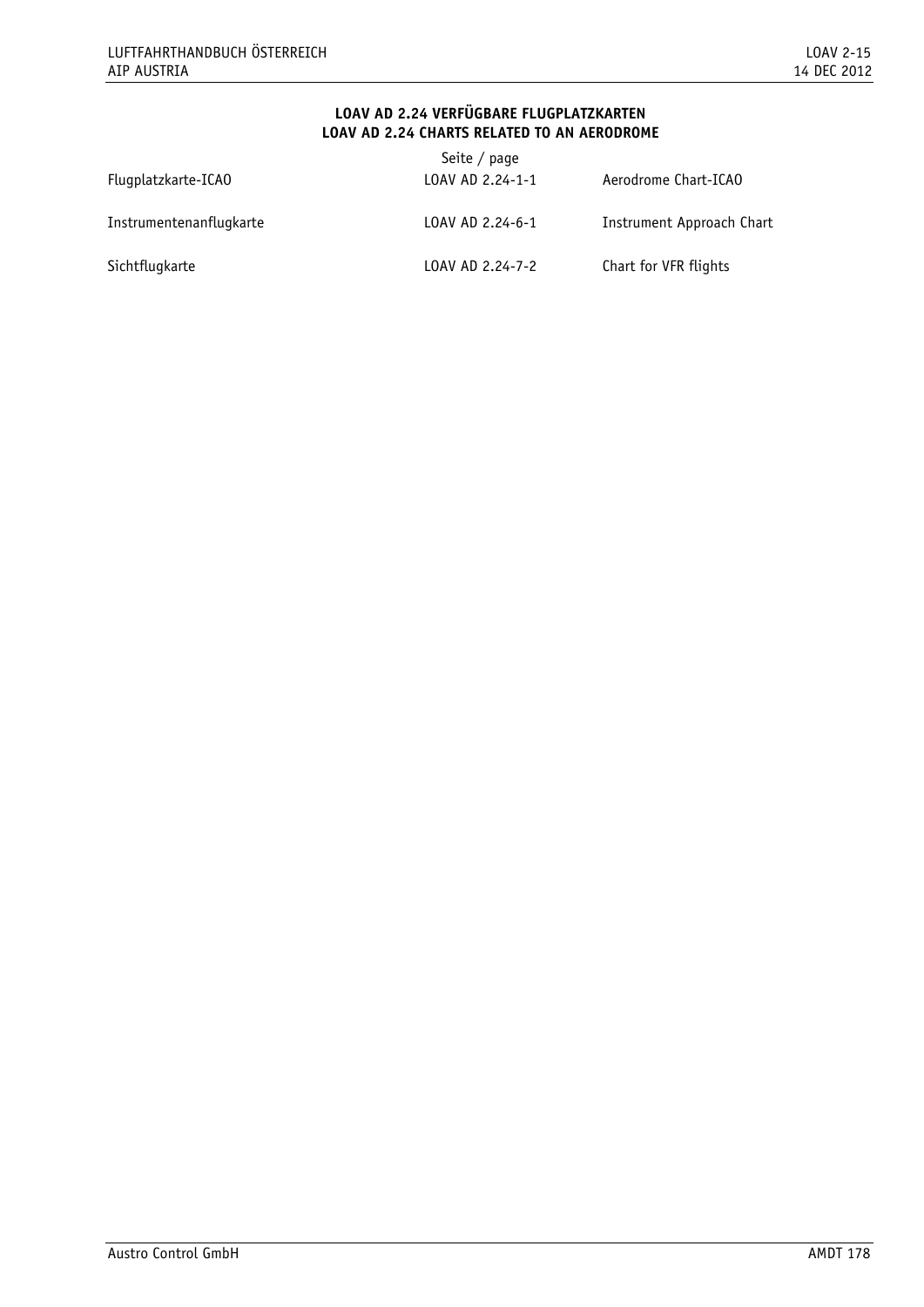## LOAV AD 2.24 VERFÜGBARE FLUGPLATZKARTEN
## LOAV AD 2.24 CHARTS RELATED TO AN AERODROME

| | Seite / page | |
|---|---|---|
| Flugplatzkarte-ICAO | LOAV AD 2.24-1-1 | Aerodrome Chart-ICAO |
| Instrumentenanflugkarte | LOAV AD 2.24-6-1 | Instrument Approach Chart |
| Sichtflugkarte | LOAV AD 2.24-7-2 | Chart for VFR flights |